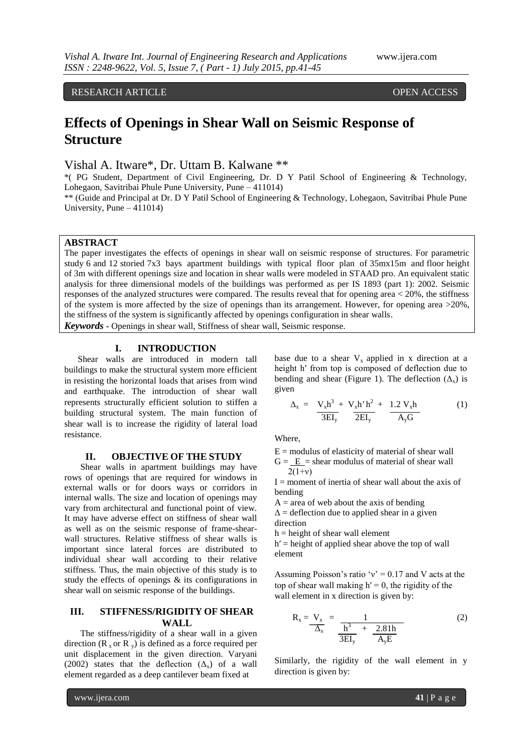RESEARCH ARTICLE OPEN ACCESS

# Effects of Openings in Shear Wall on Seismic Response of Structure

Vishal A. Itware*, Dr. Uttam B. Kalwane **

*( PG Student, Department of Civil Engineering, Dr. D Y Patil School of Engineering & Technology, Lohegaon, Savitribai Phule Pune University, Pune – 411014)

** (Guide and Principal at Dr. D Y Patil School of Engineering & Technology, Lohegaon, Savitribai Phule Pune University, Pune – 411014)

## ABSTRACT

The paper investigates the effects of openings in shear wall on seismic response of structures. For parametric study 6 and 12 storied 7x3 bays apartment buildings with typical floor plan of 35mx15m and floor height of 3m with different openings size and location in shear walls were modeled in STAAD pro. An equivalent static analysis for three dimensional models of the buildings was performed as per IS 1893 (part 1): 2002. Seismic responses of the analyzed structures were compared. The results reveal that for opening area < 20%, the stiffness of the system is more affected by the size of openings than its arrangement. However, for opening area >20%, the stiffness of the system is significantly affected by openings configuration in shear walls.

***Keywords*** **-** Openings in shear wall, Stiffness of shear wall, Seismic response.

## I. INTRODUCTION

Shear walls are introduced in modern tall buildings to make the structural system more efficient in resisting the horizontal loads that arises from wind and earthquake. The introduction of shear wall represents structurally efficient solution to stiffen a building structural system. The main function of shear wall is to increase the rigidity of lateral load resistance.

## II. OBJECTIVE OF THE STUDY

Shear walls in apartment buildings may have rows of openings that are required for windows in external walls or for doors ways or corridors in internal walls. The size and location of openings may vary from architectural and functional point of view. It may have adverse effect on stiffness of shear wall as well as on the seismic response of frame-shear-wall structures. Relative stiffness of shear walls is important since lateral forces are distributed to individual shear wall according to their relative stiffness. Thus, the main objective of this study is to study the effects of openings & its configurations in shear wall on seismic response of the buildings.

## III. STIFFNESS/RIGIDITY OF SHEAR WALL

The stiffness/rigidity of a shear wall in a given direction ($R_x$ or $R_y$) is defined as a force required per unit displacement in the given direction. Varyani (2002) states that the deflection ($\Delta_x$) of a wall element regarded as a deep cantilever beam fixed at base due to a shear $V_x$ applied in x direction at a height h′ from top is composed of deflection due to bending and shear (Figure 1). The deflection ($\Delta_x$) is given

$$\Delta_x = \frac{V_x h^3}{3EI_y} + \frac{V_x h' h^2}{2EI_y} + \frac{1.2\, V_x h}{A_y G} \tag{1}$$

Where,

$E$ = modulus of elasticity of material of shear wall

$G = \frac{E}{2(1+\nu)}$ = shear modulus of material of shear wall

$I$ = moment of inertia of shear wall about the axis of bending

$A$ = area of web about the axis of bending

$\Delta$ = deflection due to applied shear in a given direction

$h$ = height of shear wall element

$h'$ = height of applied shear above the top of wall element

Assuming Poisson's ratio '$\nu$' = 0.17 and V acts at the top of shear wall making $h' = 0$, the rigidity of the wall element in x direction is given by:

$$R_x = \frac{V_x}{\Delta_x} = \frac{1}{\frac{h^3}{3EI_y} + \frac{2.81h}{A_y E}} \tag{2}$$

Similarly, the rigidity of the wall element in y direction is given by: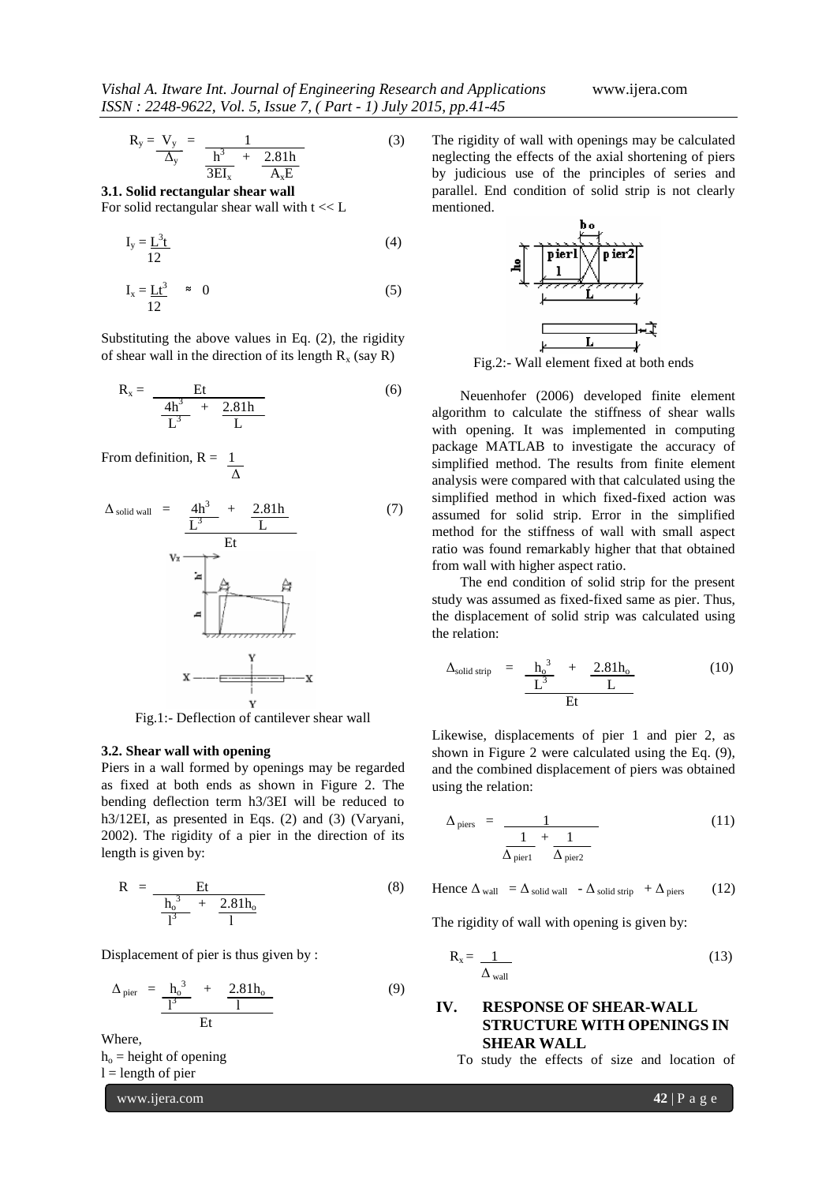$$R_y = \frac{V_y}{\Delta_y} = \frac{1}{\frac{h^3}{3EI_x} + \frac{2.81h}{A_xE}} \tag{3}$$

### 3.1. Solid rectangular shear wall

For solid rectangular shear wall with $t << L$

$$I_y = \frac{L^3t}{12} \tag{4}$$

$$I_x = \frac{Lt^3}{12} \approx 0 \tag{5}$$

Substituting the above values in Eq. (2), the rigidity of shear wall in the direction of its length $R_x$ (say R)

$$R_x = \frac{Et}{\frac{4h^3}{L^3} + \frac{2.81h}{L}} \tag{6}$$

From definition, $R = \frac{1}{\Delta}$

$$\Delta_{\text{solid wall}} = \frac{\frac{4h^3}{L^3} + \frac{2.81h}{L}}{Et} \tag{7}$$

Fig.1:- Deflection of cantilever shear wall

### 3.2. Shear wall with opening

Piers in a wall formed by openings may be regarded as fixed at both ends as shown in Figure 2. The bending deflection term h3/3EI will be reduced to h3/12EI, as presented in Eqs. (2) and (3) (Varyani, 2002). The rigidity of a pier in the direction of its length is given by:

$$R = \frac{Et}{\frac{h_o^3}{l^3} + \frac{2.81h_o}{l}} \tag{8}$$

Displacement of pier is thus given by :

$$\Delta_{\text{pier}} = \frac{\frac{h_o^3}{l^3} + \frac{2.81h_o}{l}}{Et} \tag{9}$$

Where,
$h_o$ = height of opening
$l$ = length of pier

The rigidity of wall with openings may be calculated neglecting the effects of the axial shortening of piers by judicious use of the principles of series and parallel. End condition of solid strip is not clearly mentioned.

Fig.2:- Wall element fixed at both ends

Neuenhofer (2006) developed finite element algorithm to calculate the stiffness of shear walls with opening. It was implemented in computing package MATLAB to investigate the accuracy of simplified method. The results from finite element analysis were compared with that calculated using the simplified method in which fixed-fixed action was assumed for solid strip. Error in the simplified method for the stiffness of wall with small aspect ratio was found remarkably higher that that obtained from wall with higher aspect ratio.

The end condition of solid strip for the present study was assumed as fixed-fixed same as pier. Thus, the displacement of solid strip was calculated using the relation:

$$\Delta_{\text{solid strip}} = \frac{\frac{h_o^3}{L^3} + \frac{2.81h_o}{L}}{Et} \tag{10}$$

Likewise, displacements of pier 1 and pier 2, as shown in Figure 2 were calculated using the Eq. (9), and the combined displacement of piers was obtained using the relation:

$$\Delta_{\text{piers}} = \frac{1}{\frac{1}{\Delta_{\text{pier1}}} + \frac{1}{\Delta_{\text{pier2}}}} \tag{11}$$

$$\text{Hence } \Delta_{\text{wall}} = \Delta_{\text{solid wall}} - \Delta_{\text{solid strip}} + \Delta_{\text{piers}} \tag{12}$$

The rigidity of wall with opening is given by:

$$R_x = \frac{1}{\Delta_{\text{wall}}} \tag{13}$$

## IV. RESPONSE OF SHEAR-WALL STRUCTURE WITH OPENINGS IN SHEAR WALL

To study the effects of size and location of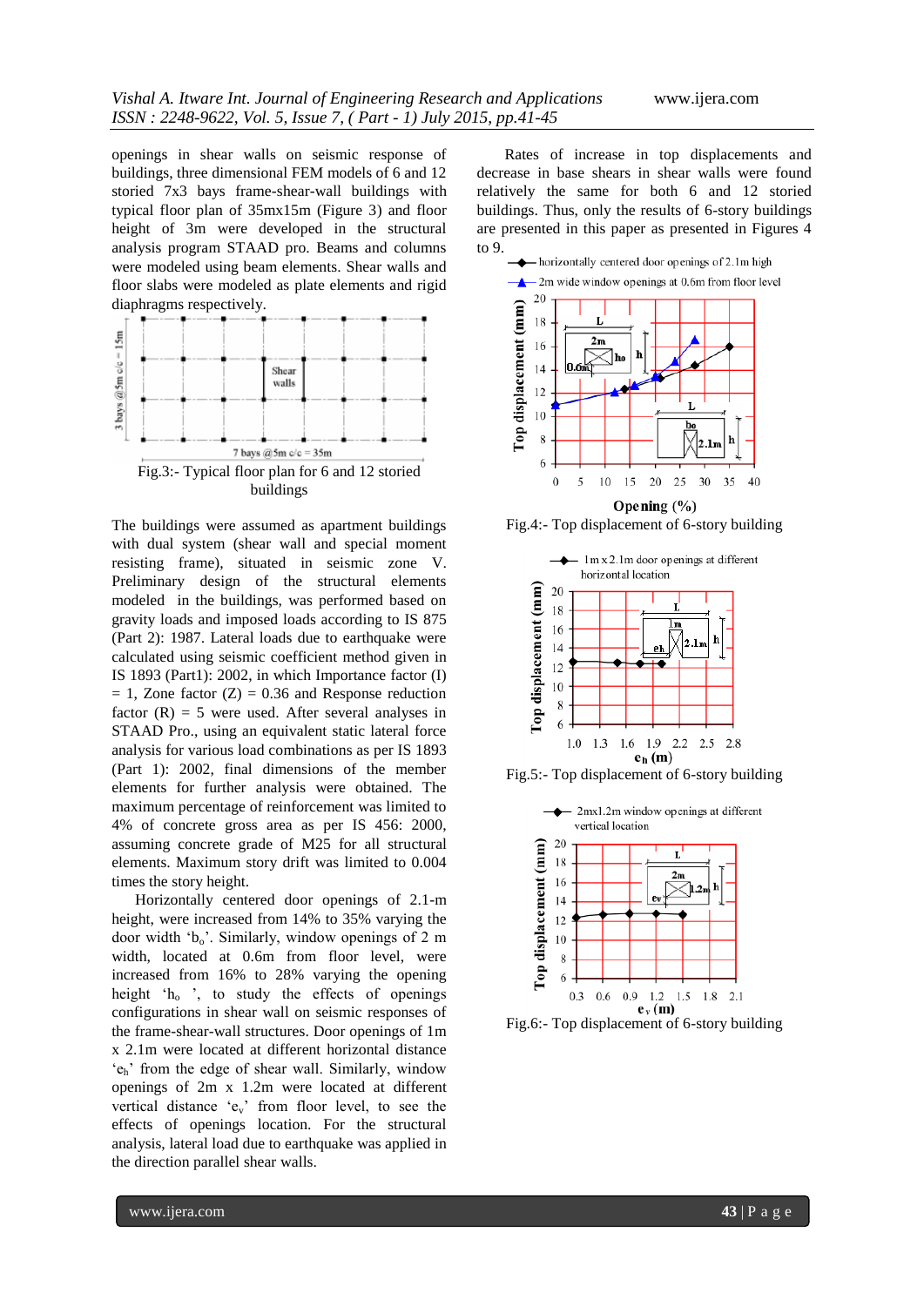openings in shear walls on seismic response of buildings, three dimensional FEM models of 6 and 12 storied 7x3 bays frame-shear-wall buildings with typical floor plan of 35mx15m (Figure 3) and floor height of 3m were developed in the structural analysis program STAAD pro. Beams and columns were modeled using beam elements. Shear walls and floor slabs were modeled as plate elements and rigid diaphragms respectively.

Fig.3:- Typical floor plan for 6 and 12 storied buildings

The buildings were assumed as apartment buildings with dual system (shear wall and special moment resisting frame), situated in seismic zone V. Preliminary design of the structural elements modeled in the buildings, was performed based on gravity loads and imposed loads according to IS 875 (Part 2): 1987. Lateral loads due to earthquake were calculated using seismic coefficient method given in IS 1893 (Part1): 2002, in which Importance factor (I) = 1, Zone factor (Z) = 0.36 and Response reduction factor (R) = 5 were used. After several analyses in STAAD Pro., using an equivalent static lateral force analysis for various load combinations as per IS 1893 (Part 1): 2002, final dimensions of the member elements for further analysis were obtained. The maximum percentage of reinforcement was limited to 4% of concrete gross area as per IS 456: 2000, assuming concrete grade of M25 for all structural elements. Maximum story drift was limited to 0.004 times the story height.

Horizontally centered door openings of 2.1-m height, were increased from 14% to 35% varying the door width '$b_o$'. Similarly, window openings of 2 m width, located at 0.6m from floor level, were increased from 16% to 28% varying the opening height '$h_o$ ', to study the effects of openings configurations in shear wall on seismic responses of the frame-shear-wall structures. Door openings of 1m x 2.1m were located at different horizontal distance '$e_h$' from the edge of shear wall. Similarly, window openings of 2m x 1.2m were located at different vertical distance '$e_v$' from floor level, to see the effects of openings location. For the structural analysis, lateral load due to earthquake was applied in the direction parallel shear walls.

Rates of increase in top displacements and decrease in base shears in shear walls were found relatively the same for both 6 and 12 storied buildings. Thus, only the results of 6-story buildings are presented in this paper as presented in Figures 4 to 9.

Fig.4:- Top displacement of 6-story building

Fig.5:- Top displacement of 6-story building

Fig.6:- Top displacement of 6-story building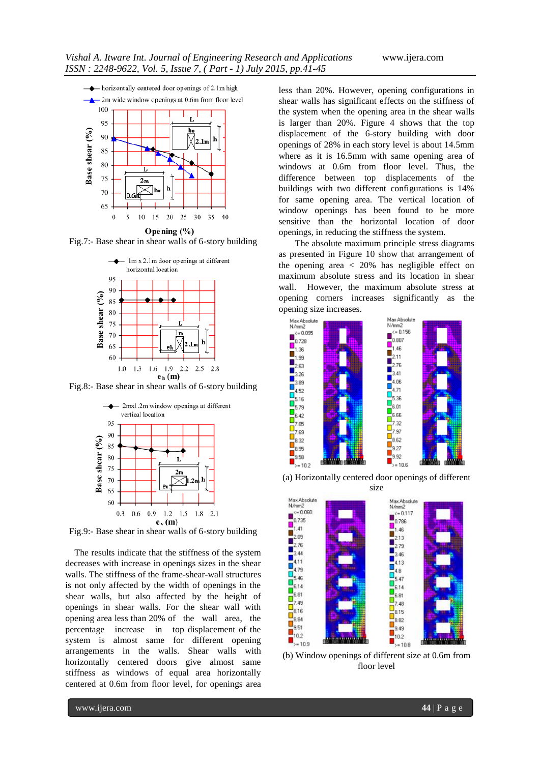Fig.7:- Base shear in shear walls of 6-story building

Fig.8:- Base shear in shear walls of 6-story building

Fig.9:- Base shear in shear walls of 6-story building

The results indicate that the stiffness of the system decreases with increase in openings sizes in the shear walls. The stiffness of the frame-shear-wall structures is not only affected by the width of openings in the shear walls, but also affected by the height of openings in shear walls. For the shear wall with opening area less than 20% of the wall area, the percentage increase in top displacement of the system is almost same for different opening arrangements in the walls. Shear walls with horizontally centered doors give almost same stiffness as windows of equal area horizontally centered at 0.6m from floor level, for openings area less than 20%. However, opening configurations in shear walls has significant effects on the stiffness of the system when the opening area in the shear walls is larger than 20%. Figure 4 shows that the top displacement of the 6-story building with door openings of 28% in each story level is about 14.5mm where as it is 16.5mm with same opening area of windows at 0.6m from floor level. Thus, the difference between top displacements of the buildings with two different configurations is 14% for same opening area. The vertical location of window openings has been found to be more sensitive than the horizontal location of door openings, in reducing the stiffness the system.

The absolute maximum principle stress diagrams as presented in Figure 10 show that arrangement of the opening area < 20% has negligible effect on maximum absolute stress and its location in shear wall. However, the maximum absolute stress at opening corners increases significantly as the opening size increases.

(a) Horizontally centered door openings of different size

(b) Window openings of different size at 0.6m from floor level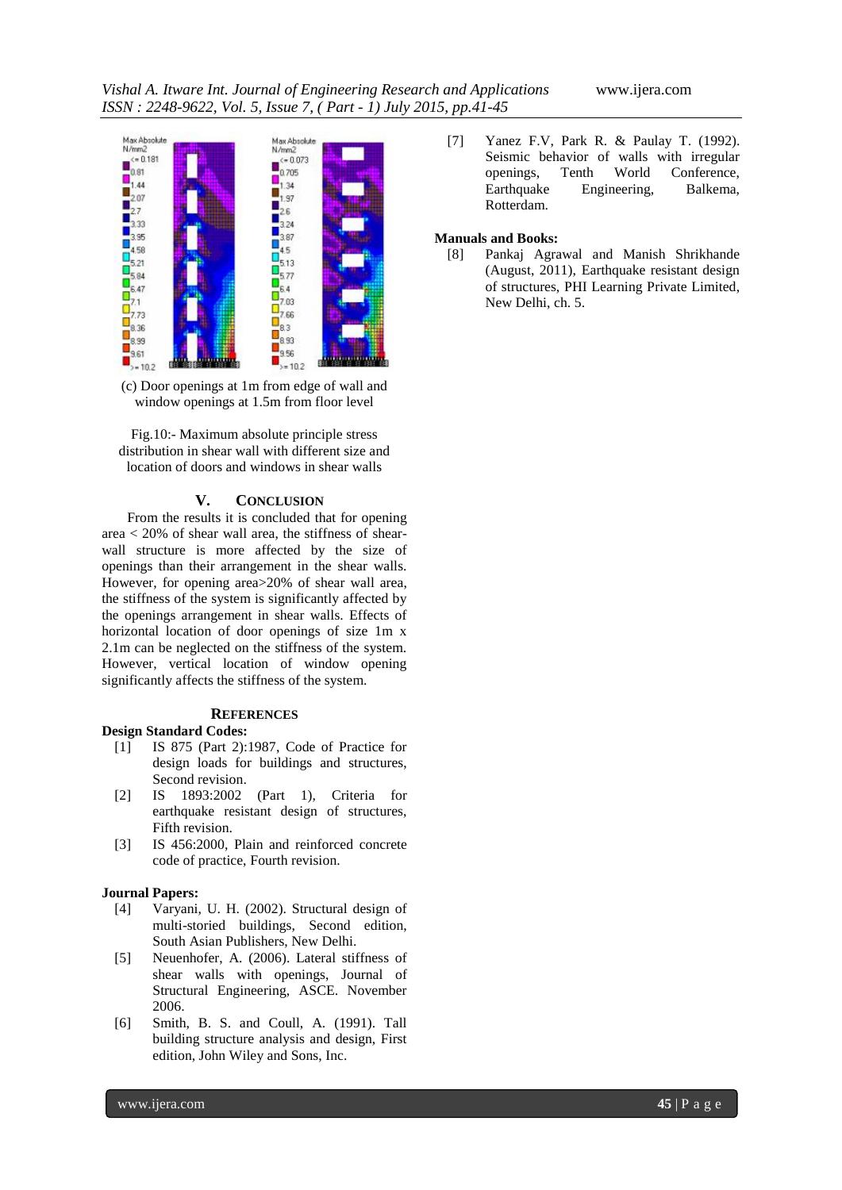Max Absolute
N/mm2
<= 0.181
0.81
1.44
2.07
2.7
3.33
3.95
4.58
5.21
5.84
6.47
7.1
7.73
8.36
8.99
9.61
>= 10.2

Max Absolute
N/mm2
<= 0.073
0.705
1.34
1.97
2.6
3.24
3.87
4.5
5.13
5.77
6.4
7.03
7.66
8.3
8.93
9.56
>= 10.2

(c) Door openings at 1m from edge of wall and window openings at 1.5m from floor level

Fig.10:- Maximum absolute principle stress distribution in shear wall with different size and location of doors and windows in shear walls

## V. CONCLUSION

From the results it is concluded that for opening area < 20% of shear wall area, the stiffness of shear-wall structure is more affected by the size of openings than their arrangement in the shear walls. However, for opening area>20% of shear wall area, the stiffness of the system is significantly affected by the openings arrangement in shear walls. Effects of horizontal location of door openings of size 1m x 2.1m can be neglected on the stiffness of the system. However, vertical location of window opening significantly affects the stiffness of the system.

## REFERENCES

**Design Standard Codes:**

[1] IS 875 (Part 2):1987, Code of Practice for design loads for buildings and structures, Second revision.

[2] IS 1893:2002 (Part 1), Criteria for earthquake resistant design of structures, Fifth revision.

[3] IS 456:2000, Plain and reinforced concrete code of practice, Fourth revision.

**Journal Papers:**

[4] Varyani, U. H. (2002). Structural design of multi-storied buildings, Second edition, South Asian Publishers, New Delhi.

[5] Neuenhofer, A. (2006). Lateral stiffness of shear walls with openings, Journal of Structural Engineering, ASCE. November 2006.

[6] Smith, B. S. and Coull, A. (1991). Tall building structure analysis and design, First edition, John Wiley and Sons, Inc.

[7] Yanez F.V, Park R. & Paulay T. (1992). Seismic behavior of walls with irregular openings, Tenth World Conference, Earthquake Engineering, Balkema, Rotterdam.

**Manuals and Books:**

[8] Pankaj Agrawal and Manish Shrikhande (August, 2011), Earthquake resistant design of structures, PHI Learning Private Limited, New Delhi, ch. 5.